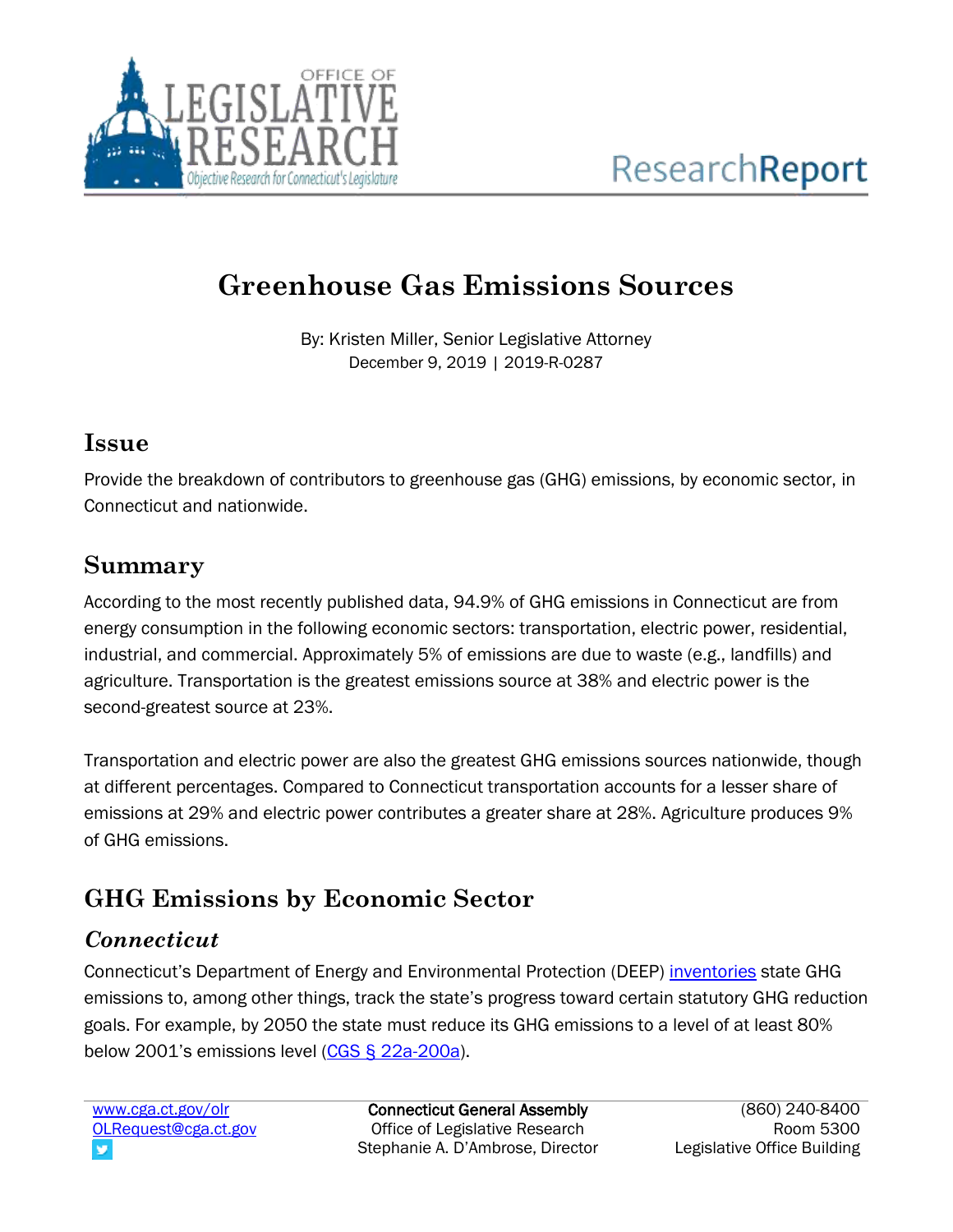# Greenhouse Gas Emissions Sources

By: Kristen Miller, Senior Legislative Attorney
December 9, 2019 | 2019-R-0287

## Issue

Provide the breakdown of contributors to greenhouse gas (GHG) emissions, by economic sector, in Connecticut and nationwide.

## Summary

According to the most recently published data, 94.9% of GHG emissions in Connecticut are from energy consumption in the following economic sectors: transportation, electric power, residential, industrial, and commercial. Approximately 5% of emissions are due to waste (e.g., landfills) and agriculture. Transportation is the greatest emissions source at 38% and electric power is the second-greatest source at 23%.

Transportation and electric power are also the greatest GHG emissions sources nationwide, though at different percentages. Compared to Connecticut transportation accounts for a lesser share of emissions at 29% and electric power contributes a greater share at 28%. Agriculture produces 9% of GHG emissions.

## GHG Emissions by Economic Sector

### *Connecticut*

Connecticut's Department of Energy and Environmental Protection (DEEP) [inventories](https://portal.ct.gov/DEEP/Climate-Change/CT-Greenhouse-Gas-Inventory) state GHG emissions to, among other things, track the state's progress toward certain statutory GHG reduction goals. For example, by 2050 the state must reduce its GHG emissions to a level of at least 80% below 2001's emissions level (CGS § 22a-200a).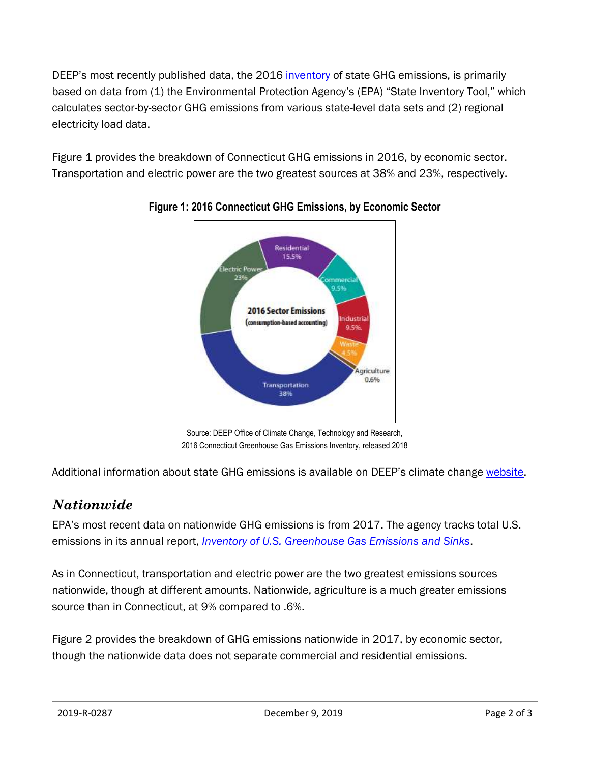DEEP's most recently published data, the 2016 inventory of state GHG emissions, is primarily based on data from (1) the Environmental Protection Agency's (EPA) "State Inventory Tool," which calculates sector-by-sector GHG emissions from various state-level data sets and (2) regional electricity load data.

Figure 1 provides the breakdown of Connecticut GHG emissions in 2016, by economic sector. Transportation and electric power are the two greatest sources at 38% and 23%, respectively.

**Figure 1: 2016 Connecticut GHG Emissions, by Economic Sector**

Source: DEEP Office of Climate Change, Technology and Research, 2016 Connecticut Greenhouse Gas Emissions Inventory, released 2018

Additional information about state GHG emissions is available on DEEP's climate change website.

## *Nationwide*

EPA's most recent data on nationwide GHG emissions is from 2017. The agency tracks total U.S. emissions in its annual report, *Inventory of U.S. Greenhouse Gas Emissions and Sinks*.

As in Connecticut, transportation and electric power are the two greatest emissions sources nationwide, though at different amounts. Nationwide, agriculture is a much greater emissions source than in Connecticut, at 9% compared to .6%.

Figure 2 provides the breakdown of GHG emissions nationwide in 2017, by economic sector, though the nationwide data does not separate commercial and residential emissions.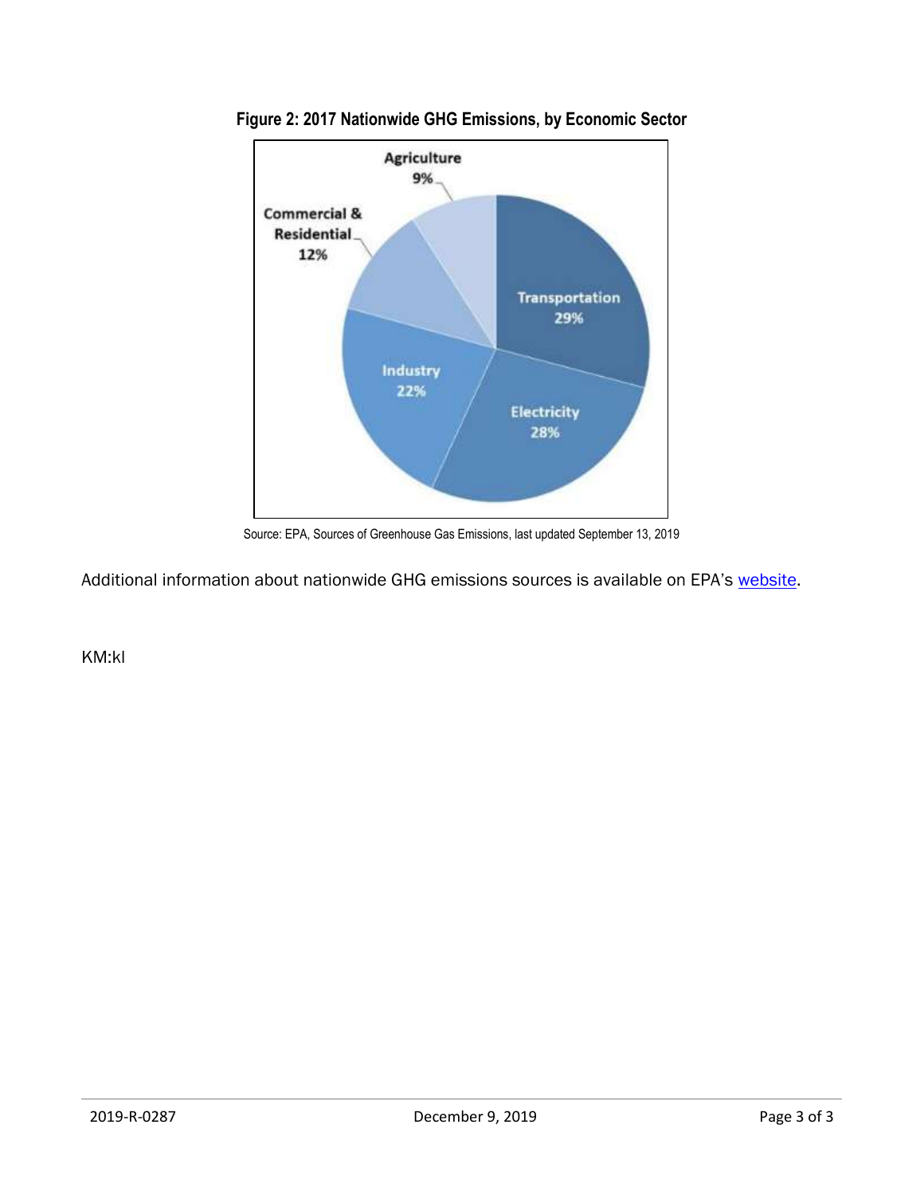**Figure 2: 2017 Nationwide GHG Emissions, by Economic Sector**

Agriculture
9%

Commercial &
Residential
12%

Transportation
29%

Industry
22%

Electricity
28%

Source: EPA, Sources of Greenhouse Gas Emissions, last updated September 13, 2019

Additional information about nationwide GHG emissions sources is available on EPA's website.

KM:kl